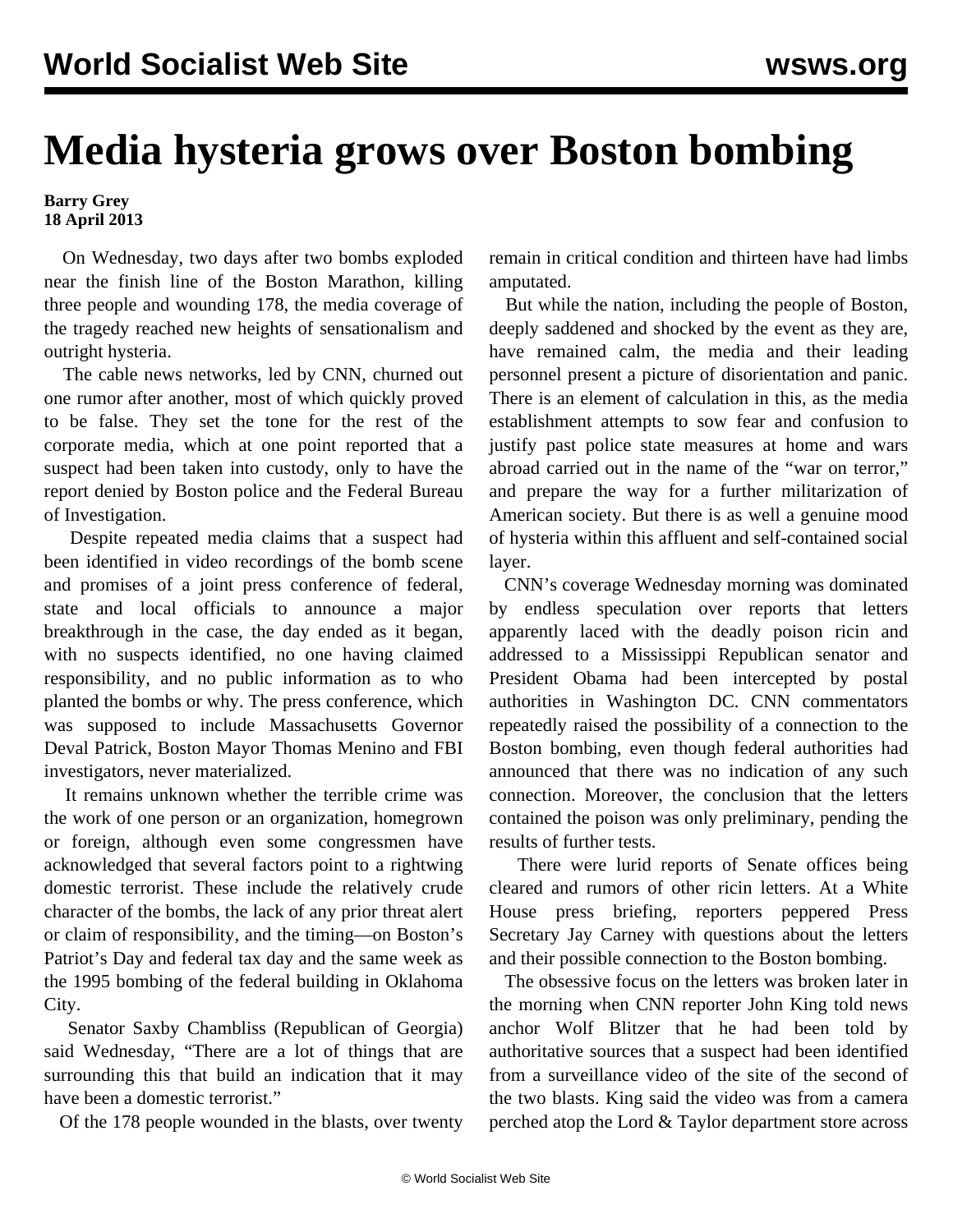# Media hysteria grows over Boston bombing

**Barry Grey**
**18 April 2013**

On Wednesday, two days after two bombs exploded near the finish line of the Boston Marathon, killing three people and wounding 178, the media coverage of the tragedy reached new heights of sensationalism and outright hysteria.

The cable news networks, led by CNN, churned out one rumor after another, most of which quickly proved to be false. They set the tone for the rest of the corporate media, which at one point reported that a suspect had been taken into custody, only to have the report denied by Boston police and the Federal Bureau of Investigation.

Despite repeated media claims that a suspect had been identified in video recordings of the bomb scene and promises of a joint press conference of federal, state and local officials to announce a major breakthrough in the case, the day ended as it began, with no suspects identified, no one having claimed responsibility, and no public information as to who planted the bombs or why. The press conference, which was supposed to include Massachusetts Governor Deval Patrick, Boston Mayor Thomas Menino and FBI investigators, never materialized.

It remains unknown whether the terrible crime was the work of one person or an organization, homegrown or foreign, although even some congressmen have acknowledged that several factors point to a rightwing domestic terrorist. These include the relatively crude character of the bombs, the lack of any prior threat alert or claim of responsibility, and the timing—on Boston's Patriot's Day and federal tax day and the same week as the 1995 bombing of the federal building in Oklahoma City.

Senator Saxby Chambliss (Republican of Georgia) said Wednesday, "There are a lot of things that are surrounding this that build an indication that it may have been a domestic terrorist."

Of the 178 people wounded in the blasts, over twenty remain in critical condition and thirteen have had limbs amputated.

But while the nation, including the people of Boston, deeply saddened and shocked by the event as they are, have remained calm, the media and their leading personnel present a picture of disorientation and panic. There is an element of calculation in this, as the media establishment attempts to sow fear and confusion to justify past police state measures at home and wars abroad carried out in the name of the "war on terror," and prepare the way for a further militarization of American society. But there is as well a genuine mood of hysteria within this affluent and self-contained social layer.

CNN's coverage Wednesday morning was dominated by endless speculation over reports that letters apparently laced with the deadly poison ricin and addressed to a Mississippi Republican senator and President Obama had been intercepted by postal authorities in Washington DC. CNN commentators repeatedly raised the possibility of a connection to the Boston bombing, even though federal authorities had announced that there was no indication of any such connection. Moreover, the conclusion that the letters contained the poison was only preliminary, pending the results of further tests.

There were lurid reports of Senate offices being cleared and rumors of other ricin letters. At a White House press briefing, reporters peppered Press Secretary Jay Carney with questions about the letters and their possible connection to the Boston bombing.

The obsessive focus on the letters was broken later in the morning when CNN reporter John King told news anchor Wolf Blitzer that he had been told by authoritative sources that a suspect had been identified from a surveillance video of the site of the second of the two blasts. King said the video was from a camera perched atop the Lord & Taylor department store across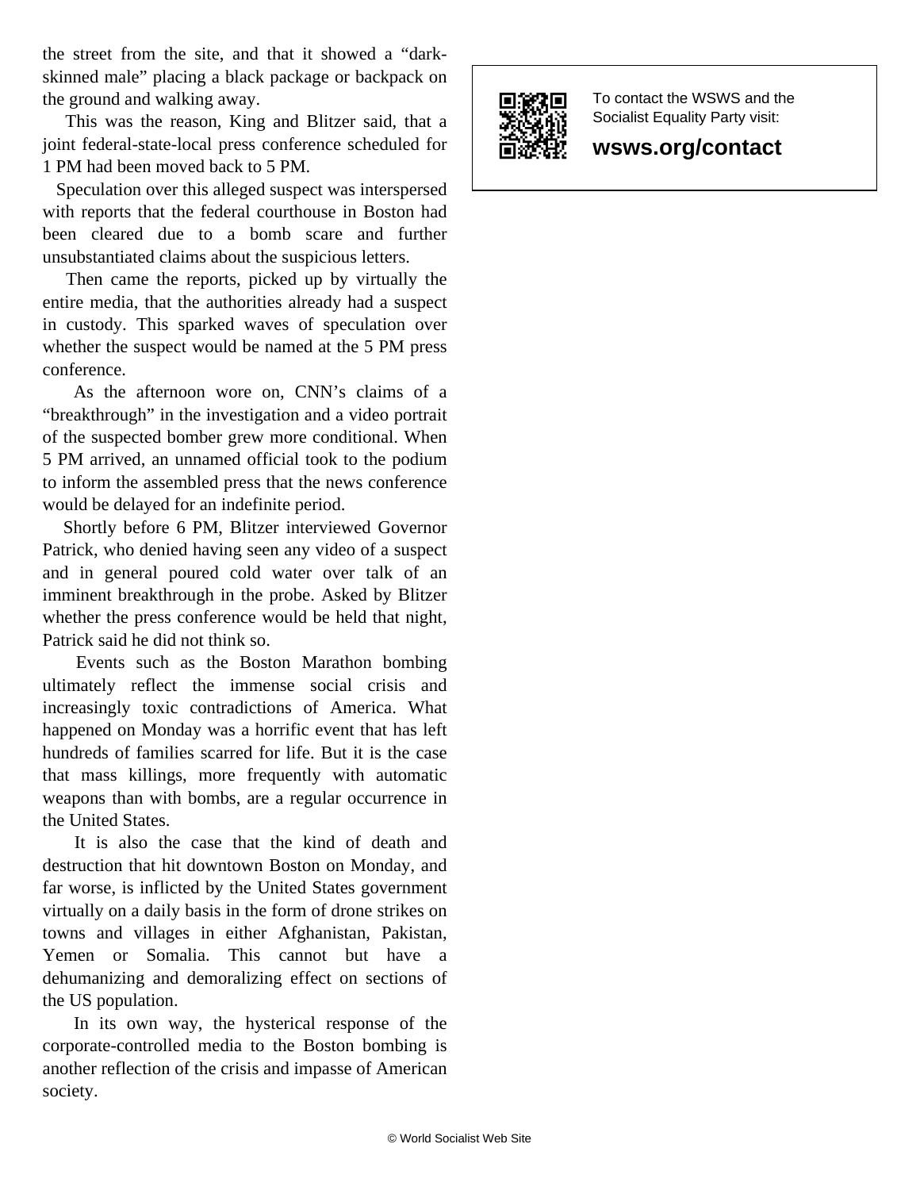the street from the site, and that it showed a "dark-skinned male" placing a black package or backpack on the ground and walking away.

This was the reason, King and Blitzer said, that a joint federal-state-local press conference scheduled for 1 PM had been moved back to 5 PM.

Speculation over this alleged suspect was interspersed with reports that the federal courthouse in Boston had been cleared due to a bomb scare and further unsubstantiated claims about the suspicious letters.

Then came the reports, picked up by virtually the entire media, that the authorities already had a suspect in custody. This sparked waves of speculation over whether the suspect would be named at the 5 PM press conference.

As the afternoon wore on, CNN's claims of a "breakthrough" in the investigation and a video portrait of the suspected bomber grew more conditional. When 5 PM arrived, an unnamed official took to the podium to inform the assembled press that the news conference would be delayed for an indefinite period.

Shortly before 6 PM, Blitzer interviewed Governor Patrick, who denied having seen any video of a suspect and in general poured cold water over talk of an imminent breakthrough in the probe. Asked by Blitzer whether the press conference would be held that night, Patrick said he did not think so.

Events such as the Boston Marathon bombing ultimately reflect the immense social crisis and increasingly toxic contradictions of America. What happened on Monday was a horrific event that has left hundreds of families scarred for life. But it is the case that mass killings, more frequently with automatic weapons than with bombs, are a regular occurrence in the United States.

It is also the case that the kind of death and destruction that hit downtown Boston on Monday, and far worse, is inflicted by the United States government virtually on a daily basis in the form of drone strikes on towns and villages in either Afghanistan, Pakistan, Yemen or Somalia. This cannot but have a dehumanizing and demoralizing effect on sections of the US population.

In its own way, the hysterical response of the corporate-controlled media to the Boston bombing is another reflection of the crisis and impasse of American society.

To contact the WSWS and the Socialist Equality Party visit:

**wsws.org/contact**